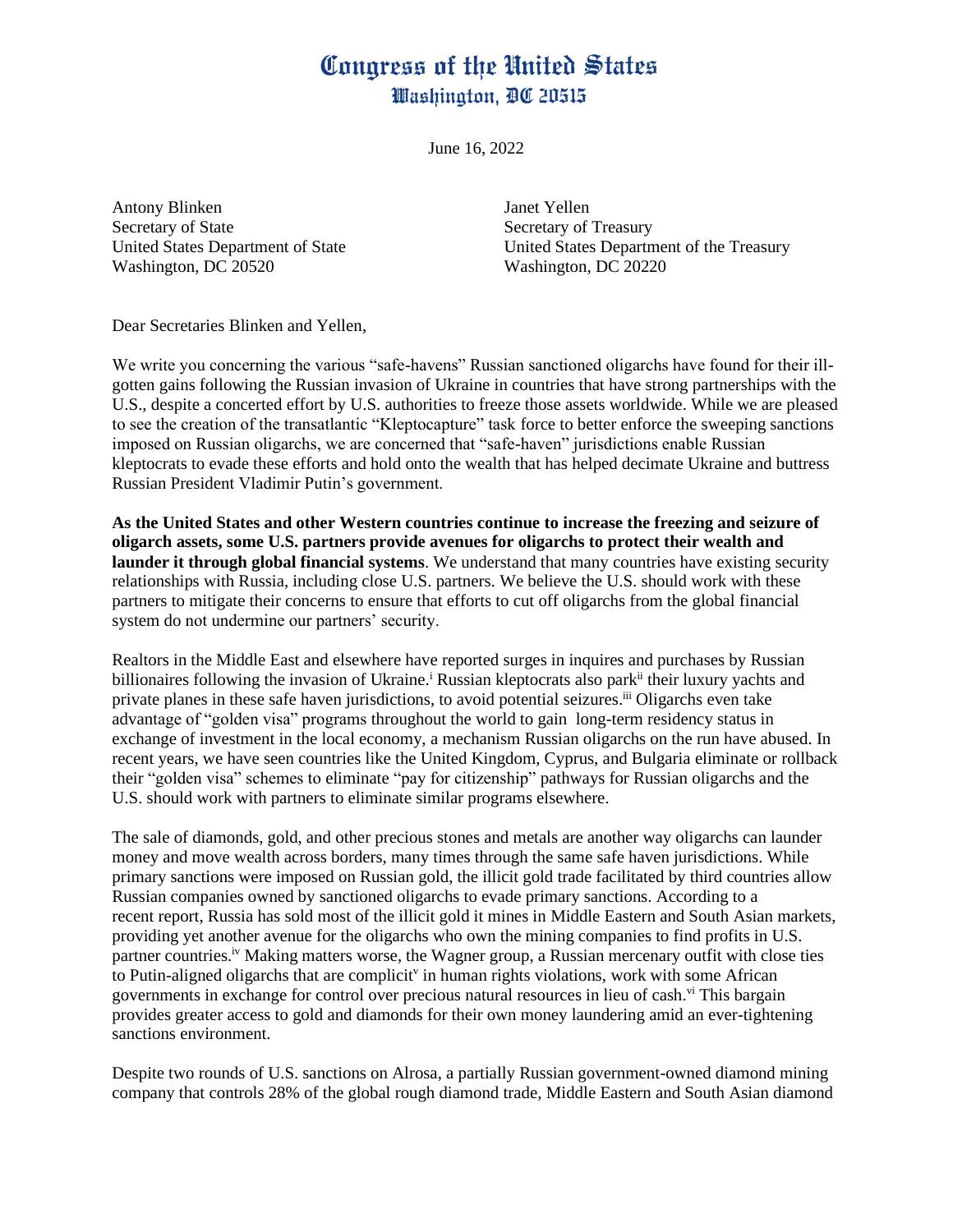# Congress of the United States
## Washington, DC 20515

June 16, 2022

Antony Blinken
Secretary of State
United States Department of State
Washington, DC 20520

Janet Yellen
Secretary of Treasury
United States Department of the Treasury
Washington, DC 20220

Dear Secretaries Blinken and Yellen,

We write you concerning the various "safe-havens" Russian sanctioned oligarchs have found for their ill-gotten gains following the Russian invasion of Ukraine in countries that have strong partnerships with the U.S., despite a concerted effort by U.S. authorities to freeze those assets worldwide. While we are pleased to see the creation of the transatlantic "Kleptocapture" task force to better enforce the sweeping sanctions imposed on Russian oligarchs, we are concerned that "safe-haven" jurisdictions enable Russian kleptocrats to evade these efforts and hold onto the wealth that has helped decimate Ukraine and buttress Russian President Vladimir Putin's government.

**As the United States and other Western countries continue to increase the freezing and seizure of oligarch assets, some U.S. partners provide avenues for oligarchs to protect their wealth and launder it through global financial systems**. We understand that many countries have existing security relationships with Russia, including close U.S. partners. We believe the U.S. should work with these partners to mitigate their concerns to ensure that efforts to cut off oligarchs from the global financial system do not undermine our partners' security.

Realtors in the Middle East and elsewhere have reported surges in inquires and purchases by Russian billionaires following the invasion of Ukraine.[i] Russian kleptocrats also park[ii] their luxury yachts and private planes in these safe haven jurisdictions, to avoid potential seizures.[iii] Oligarchs even take advantage of "golden visa" programs throughout the world to gain long-term residency status in exchange of investment in the local economy, a mechanism Russian oligarchs on the run have abused. In recent years, we have seen countries like the United Kingdom, Cyprus, and Bulgaria eliminate or rollback their "golden visa" schemes to eliminate "pay for citizenship" pathways for Russian oligarchs and the U.S. should work with partners to eliminate similar programs elsewhere.

The sale of diamonds, gold, and other precious stones and metals are another way oligarchs can launder money and move wealth across borders, many times through the same safe haven jurisdictions. While primary sanctions were imposed on Russian gold, the illicit gold trade facilitated by third countries allow Russian companies owned by sanctioned oligarchs to evade primary sanctions. According to a recent report, Russia has sold most of the illicit gold it mines in Middle Eastern and South Asian markets, providing yet another avenue for the oligarchs who own the mining companies to find profits in U.S. partner countries.[iv] Making matters worse, the Wagner group, a Russian mercenary outfit with close ties to Putin-aligned oligarchs that are complicit[v] in human rights violations, work with some African governments in exchange for control over precious natural resources in lieu of cash.[vi] This bargain provides greater access to gold and diamonds for their own money laundering amid an ever-tightening sanctions environment.

Despite two rounds of U.S. sanctions on Alrosa, a partially Russian government-owned diamond mining company that controls 28% of the global rough diamond trade, Middle Eastern and South Asian diamond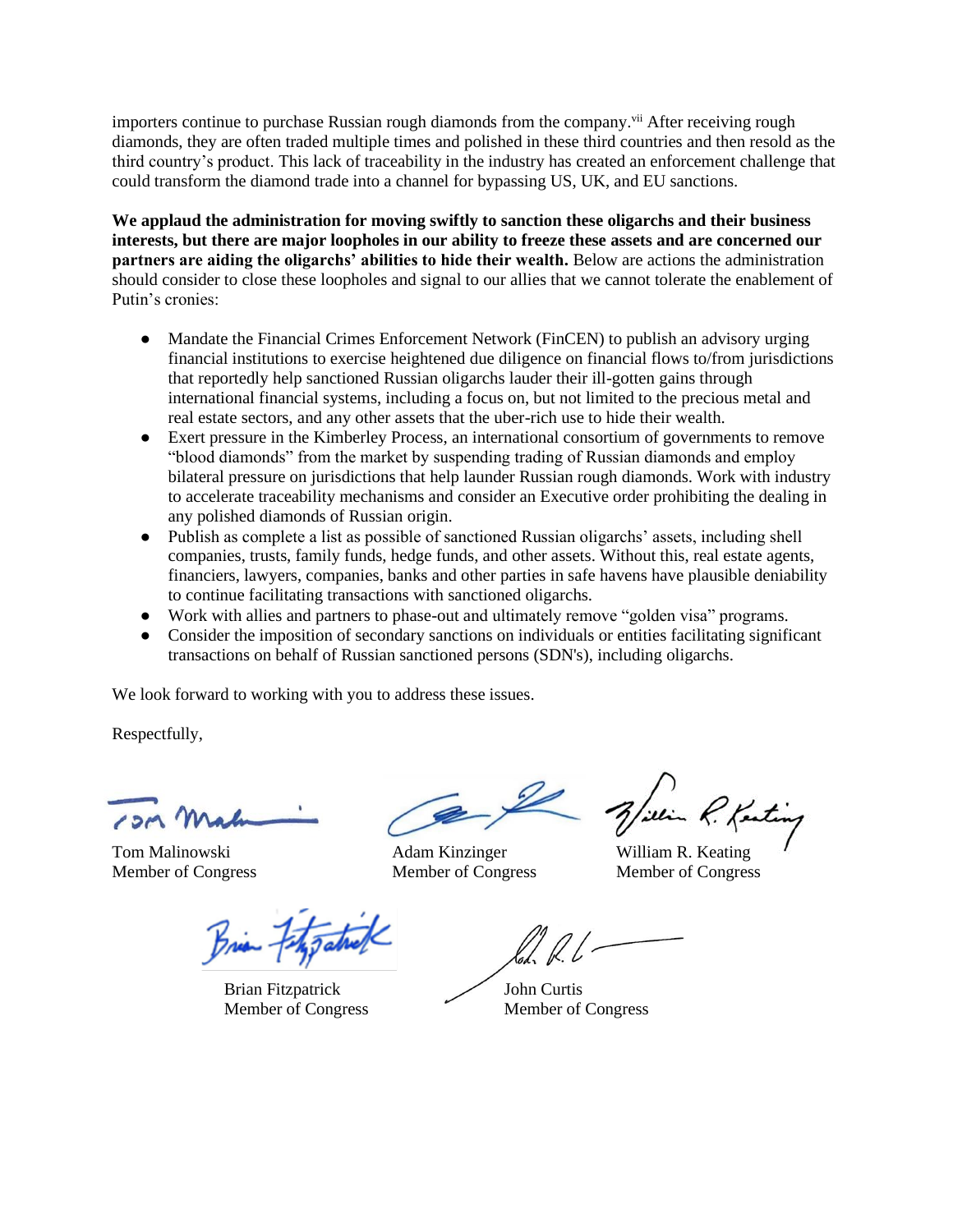importers continue to purchase Russian rough diamonds from the company.[vii] After receiving rough diamonds, they are often traded multiple times and polished in these third countries and then resold as the third country's product. This lack of traceability in the industry has created an enforcement challenge that could transform the diamond trade into a channel for bypassing US, UK, and EU sanctions.

**We applaud the administration for moving swiftly to sanction these oligarchs and their business interests, but there are major loopholes in our ability to freeze these assets and are concerned our partners are aiding the oligarchs' abilities to hide their wealth.** Below are actions the administration should consider to close these loopholes and signal to our allies that we cannot tolerate the enablement of Putin's cronies:

- Mandate the Financial Crimes Enforcement Network (FinCEN) to publish an advisory urging financial institutions to exercise heightened due diligence on financial flows to/from jurisdictions that reportedly help sanctioned Russian oligarchs lauder their ill-gotten gains through international financial systems, including a focus on, but not limited to the precious metal and real estate sectors, and any other assets that the uber-rich use to hide their wealth.
- Exert pressure in the Kimberley Process, an international consortium of governments to remove "blood diamonds" from the market by suspending trading of Russian diamonds and employ bilateral pressure on jurisdictions that help launder Russian rough diamonds. Work with industry to accelerate traceability mechanisms and consider an Executive order prohibiting the dealing in any polished diamonds of Russian origin.
- Publish as complete a list as possible of sanctioned Russian oligarchs' assets, including shell companies, trusts, family funds, hedge funds, and other assets. Without this, real estate agents, financiers, lawyers, companies, banks and other parties in safe havens have plausible deniability to continue facilitating transactions with sanctioned oligarchs.
- Work with allies and partners to phase-out and ultimately remove "golden visa" programs.
- Consider the imposition of secondary sanctions on individuals or entities facilitating significant transactions on behalf of Russian sanctioned persons (SDN's), including oligarchs.

We look forward to working with you to address these issues.

Respectfully,

Tom Malinowski
Member of Congress

Adam Kinzinger
Member of Congress

William R. Keating
Member of Congress

Brian Fitzpatrick
Member of Congress

John Curtis
Member of Congress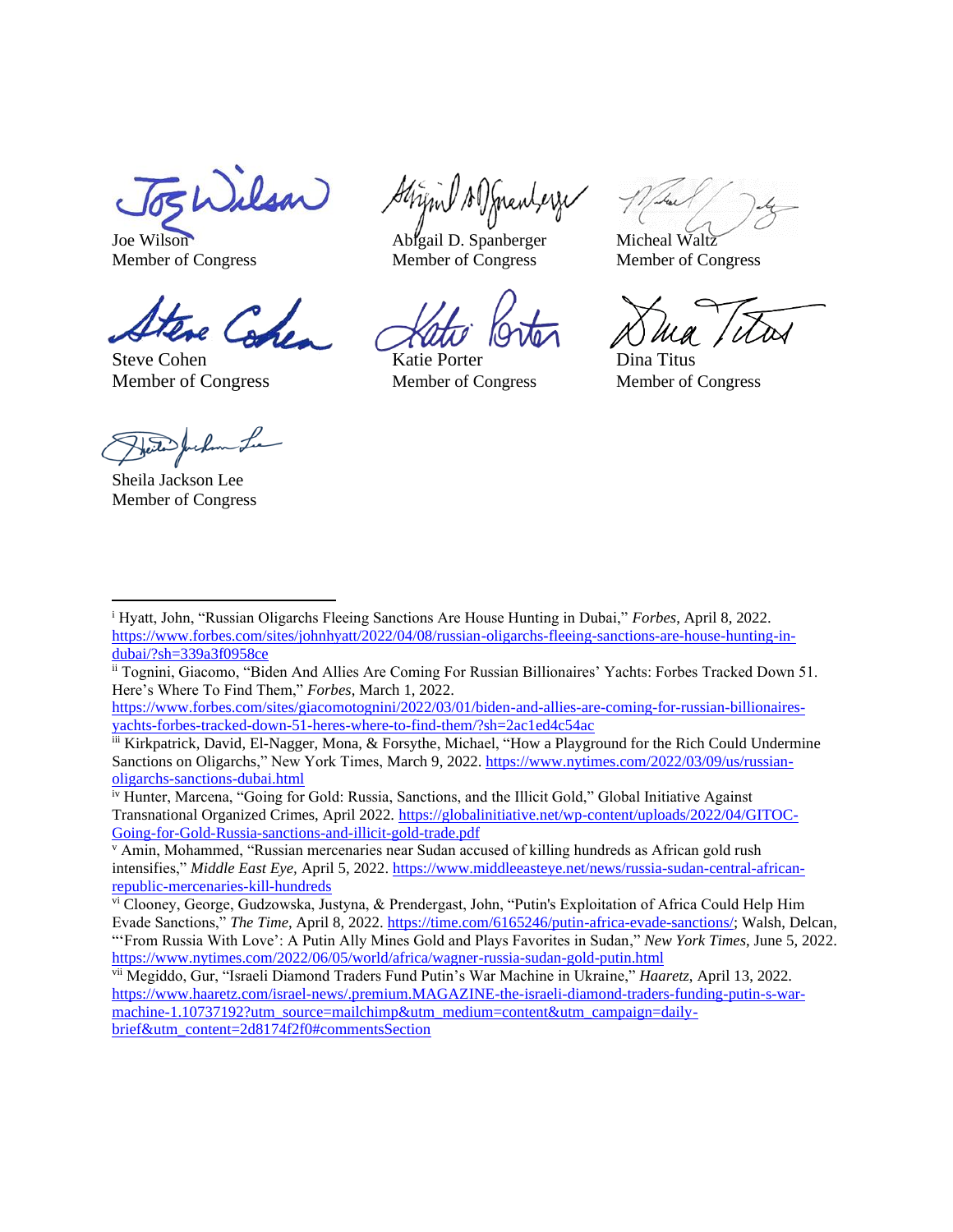Joe Wilson
Member of Congress

Abigail D. Spanberger
Member of Congress

Micheal Waltz
Member of Congress

Steve Cohen
Member of Congress

Katie Porter
Member of Congress

Dina Titus
Member of Congress

Sheila Jackson Lee
Member of Congress

---

[i] Hyatt, John, "Russian Oligarchs Fleeing Sanctions Are House Hunting in Dubai," *Forbes*, April 8, 2022. https://www.forbes.com/sites/johnhyatt/2022/04/08/russian-oligarchs-fleeing-sanctions-are-house-hunting-in-dubai/?sh=339a3f0958ce

[ii] Tognini, Giacomo, "Biden And Allies Are Coming For Russian Billionaires' Yachts: Forbes Tracked Down 51. Here's Where To Find Them," *Forbes*, March 1, 2022. https://www.forbes.com/sites/giacomotognini/2022/03/01/biden-and-allies-are-coming-for-russian-billionaires-yachts-forbes-tracked-down-51-heres-where-to-find-them/?sh=2ac1ed4c54ac

[iii] Kirkpatrick, David, El-Nagger, Mona, & Forsythe, Michael, "How a Playground for the Rich Could Undermine Sanctions on Oligarchs," New York Times, March 9, 2022. https://www.nytimes.com/2022/03/09/us/russian-oligarchs-sanctions-dubai.html

[iv] Hunter, Marcena, "Going for Gold: Russia, Sanctions, and the Illicit Gold," Global Initiative Against Transnational Organized Crimes, April 2022. https://globalinitiative.net/wp-content/uploads/2022/04/GITOC-Going-for-Gold-Russia-sanctions-and-illicit-gold-trade.pdf

[v] Amin, Mohammed, "Russian mercenaries near Sudan accused of killing hundreds as African gold rush intensifies," *Middle East Eye*, April 5, 2022. https://www.middleeasteye.net/news/russia-sudan-central-african-republic-mercenaries-kill-hundreds

[vi] Clooney, George, Gudzowska, Justyna, & Prendergast, John, "Putin's Exploitation of Africa Could Help Him Evade Sanctions," *The Time*, April 8, 2022. https://time.com/6165246/putin-africa-evade-sanctions/; Walsh, Delcan, "'From Russia With Love': A Putin Ally Mines Gold and Plays Favorites in Sudan," *New York Times*, June 5, 2022. https://www.nytimes.com/2022/06/05/world/africa/wagner-russia-sudan-gold-putin.html

[vii] Megiddo, Gur, "Israeli Diamond Traders Fund Putin's War Machine in Ukraine," *Haaretz*, April 13, 2022. https://www.haaretz.com/israel-news/.premium.MAGAZINE-the-israeli-diamond-traders-funding-putin-s-war-machine-1.10737192?utm_source=mailchimp&utm_medium=content&utm_campaign=daily-brief&utm_content=2d8174f2f0#commentsSection